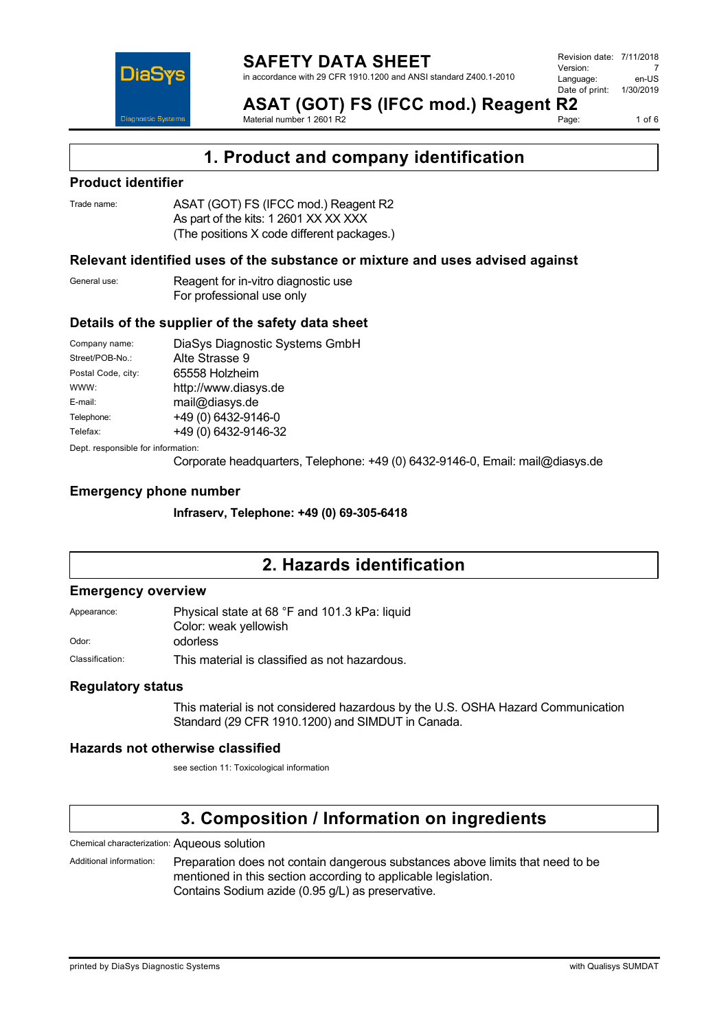# SAFETY DATA SHEET

in accordance with 29 CFR 1910.1200 and ANSI standard Z400.1-2010

Revision date: 7/11/2018
Version: 7
Language: en-US
Date of print: 1/30/2019

## ASAT (GOT) FS (IFCC mod.) Reagent R2

Material number 1 2601 R2

## 1. Product and company identification

### Product identifier

Trade name: ASAT (GOT) FS (IFCC mod.) Reagent R2
As part of the kits: 1 2601 XX XX XXX
(The positions X code different packages.)

### Relevant identified uses of the substance or mixture and uses advised against

General use: Reagent for in-vitro diagnostic use
For professional use only

### Details of the supplier of the safety data sheet

| | |
|---|---|
| Company name: | DiaSys Diagnostic Systems GmbH |
| Street/POB-No.: | Alte Strasse 9 |
| Postal Code, city: | 65558 Holzheim |
| WWW: | http://www.diasys.de |
| E-mail: | mail@diasys.de |
| Telephone: | +49 (0) 6432-9146-0 |
| Telefax: | +49 (0) 6432-9146-32 |

Dept. responsible for information:
Corporate headquarters, Telephone: +49 (0) 6432-9146-0, Email: mail@diasys.de

### Emergency phone number

**Infraserv, Telephone: +49 (0) 69-305-6418**

## 2. Hazards identification

### Emergency overview

Appearance: Physical state at 68 °F and 101.3 kPa: liquid
Color: weak yellowish

Odor: odorless

Classification: This material is classified as not hazardous.

### Regulatory status

This material is not considered hazardous by the U.S. OSHA Hazard Communication Standard (29 CFR 1910.1200) and SIMDUT in Canada.

### Hazards not otherwise classified

see section 11: Toxicological information

## 3. Composition / Information on ingredients

Chemical characterization: Aqueous solution

Additional information: Preparation does not contain dangerous substances above limits that need to be mentioned in this section according to applicable legislation.
Contains Sodium azide (0.95 g/L) as preservative.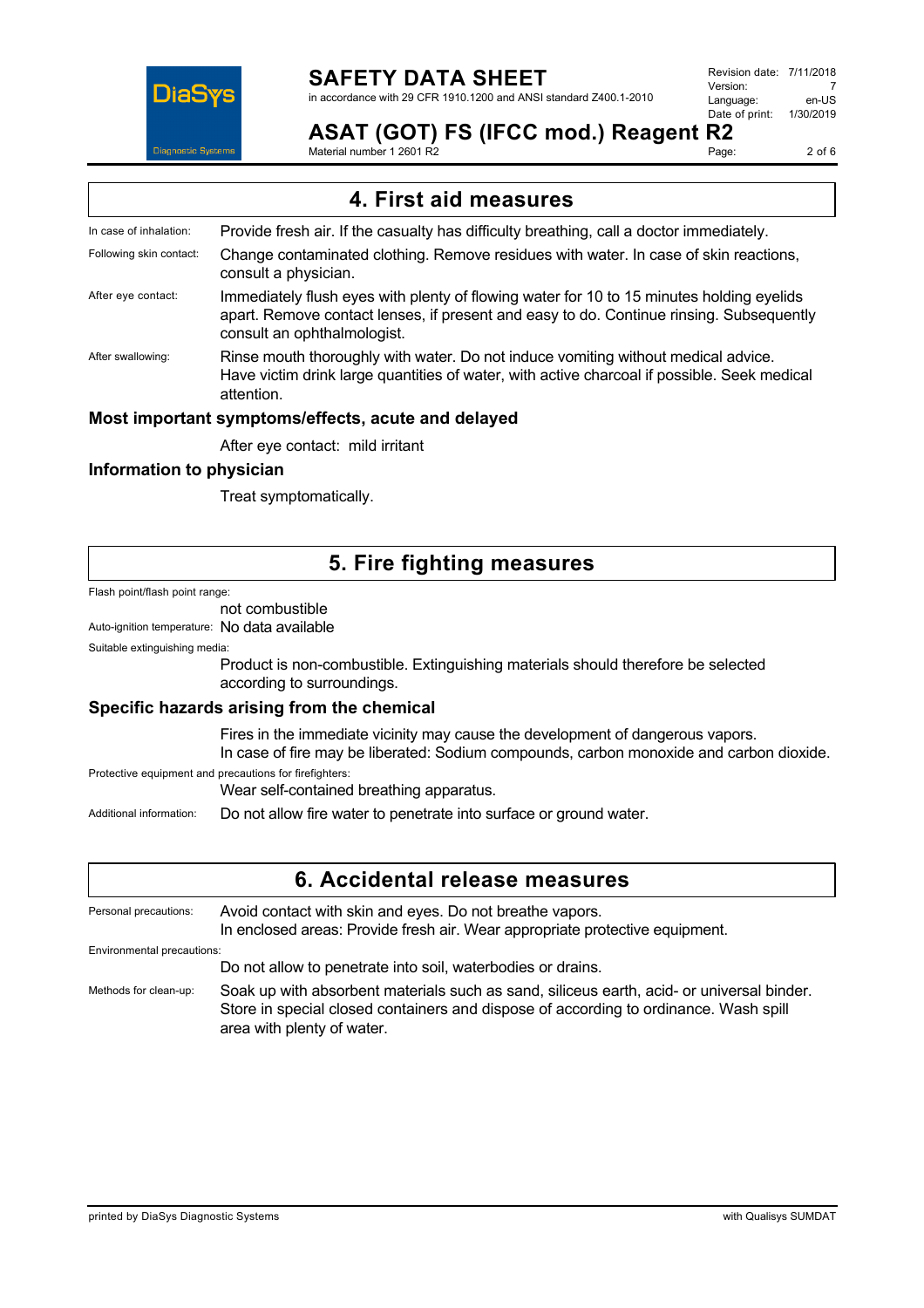## 4. First aid measures

**In case of inhalation:** Provide fresh air. If the casualty has difficulty breathing, call a doctor immediately.

**Following skin contact:** Change contaminated clothing. Remove residues with water. In case of skin reactions, consult a physician.

**After eye contact:** Immediately flush eyes with plenty of flowing water for 10 to 15 minutes holding eyelids apart. Remove contact lenses, if present and easy to do. Continue rinsing. Subsequently consult an ophthalmologist.

**After swallowing:** Rinse mouth thoroughly with water. Do not induce vomiting without medical advice. Have victim drink large quantities of water, with active charcoal if possible. Seek medical attention.

### Most important symptoms/effects, acute and delayed

After eye contact: mild irritant

### Information to physician

Treat symptomatically.

## 5. Fire fighting measures

**Flash point/flash point range:**
not combustible

**Auto-ignition temperature:** No data available

**Suitable extinguishing media:**
Product is non-combustible. Extinguishing materials should therefore be selected according to surroundings.

### Specific hazards arising from the chemical

Fires in the immediate vicinity may cause the development of dangerous vapors.
In case of fire may be liberated: Sodium compounds, carbon monoxide and carbon dioxide.

**Protective equipment and precautions for firefighters:**
Wear self-contained breathing apparatus.

**Additional information:** Do not allow fire water to penetrate into surface or ground water.

## 6. Accidental release measures

**Personal precautions:** Avoid contact with skin and eyes. Do not breathe vapors.
In enclosed areas: Provide fresh air. Wear appropriate protective equipment.

**Environmental precautions:**
Do not allow to penetrate into soil, waterbodies or drains.

**Methods for clean-up:** Soak up with absorbent materials such as sand, siliceus earth, acid- or universal binder. Store in special closed containers and dispose of according to ordinance. Wash spill area with plenty of water.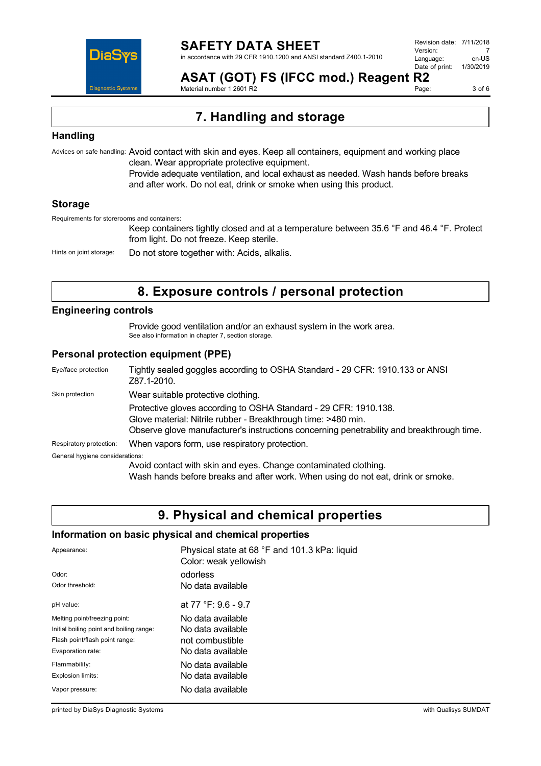## 7. Handling and storage

### Handling

Advices on safe handling: Avoid contact with skin and eyes. Keep all containers, equipment and working place clean. Wear appropriate protective equipment.
Provide adequate ventilation, and local exhaust as needed. Wash hands before breaks and after work. Do not eat, drink or smoke when using this product.

### Storage

Requirements for storerooms and containers:
Keep containers tightly closed and at a temperature between 35.6 °F and 46.4 °F. Protect from light. Do not freeze. Keep sterile.

Hints on joint storage: Do not store together with: Acids, alkalis.

## 8. Exposure controls / personal protection

### Engineering controls

Provide good ventilation and/or an exhaust system in the work area.
See also information in chapter 7, section storage.

### Personal protection equipment (PPE)

Eye/face protection: Tightly sealed goggles according to OSHA Standard - 29 CFR: 1910.133 or ANSI Z87.1-2010.

Skin protection: Wear suitable protective clothing.
Protective gloves according to OSHA Standard - 29 CFR: 1910.138.
Glove material: Nitrile rubber - Breakthrough time: >480 min.
Observe glove manufacturer's instructions concerning penetrability and breakthrough time.

Respiratory protection: When vapors form, use respiratory protection.

General hygiene considerations:
Avoid contact with skin and eyes. Change contaminated clothing.
Wash hands before breaks and after work. When using do not eat, drink or smoke.

## 9. Physical and chemical properties

### Information on basic physical and chemical properties

| | |
|---|---|
| Appearance: | Physical state at 68 °F and 101.3 kPa: liquid<br>Color: weak yellowish |
| Odor: | odorless |
| Odor threshold: | No data available |
| pH value: | at 77 °F: 9.6 - 9.7 |
| Melting point/freezing point: | No data available |
| Initial boiling point and boiling range: | No data available |
| Flash point/flash point range: | not combustible |
| Evaporation rate: | No data available |
| Flammability: | No data available |
| Explosion limits: | No data available |
| Vapor pressure: | No data available |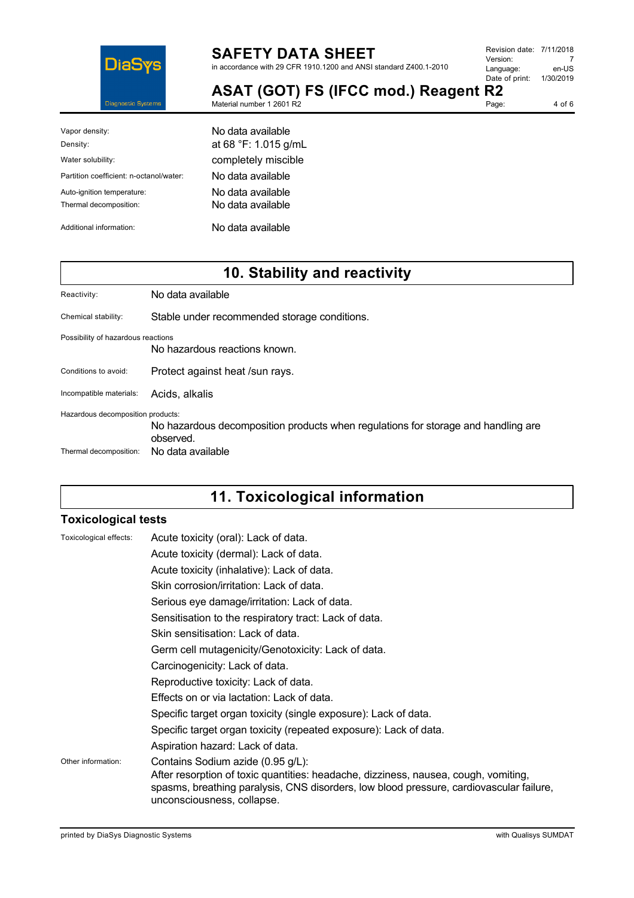| | |
|---|---|
| Vapor density: | No data available |
| Density: | at 68 °F: 1.015 g/mL |
| Water solubility: | completely miscible |
| Partition coefficient: n-octanol/water: | No data available |
| Auto-ignition temperature: | No data available |
| Thermal decomposition: | No data available |
| Additional information: | No data available |

## 10. Stability and reactivity

| | |
|---|---|
| Reactivity: | No data available |
| Chemical stability: | Stable under recommended storage conditions. |
| Possibility of hazardous reactions | No hazardous reactions known. |
| Conditions to avoid: | Protect against heat /sun rays. |
| Incompatible materials: | Acids, alkalis |
| Hazardous decomposition products: | No hazardous decomposition products when regulations for storage and handling are observed. |
| Thermal decomposition: | No data available |

## 11. Toxicological information

### Toxicological tests

Toxicological effects:

Acute toxicity (oral): Lack of data.

Acute toxicity (dermal): Lack of data.

Acute toxicity (inhalative): Lack of data.

Skin corrosion/irritation: Lack of data.

Serious eye damage/irritation: Lack of data.

Sensitisation to the respiratory tract: Lack of data.

Skin sensitisation: Lack of data.

Germ cell mutagenicity/Genotoxicity: Lack of data.

Carcinogenicity: Lack of data.

Reproductive toxicity: Lack of data.

Effects on or via lactation: Lack of data.

Specific target organ toxicity (single exposure): Lack of data.

Specific target organ toxicity (repeated exposure): Lack of data.

Aspiration hazard: Lack of data.

Other information:

Contains Sodium azide (0.95 g/L):
After resorption of toxic quantities: headache, dizziness, nausea, cough, vomiting, spasms, breathing paralysis, CNS disorders, low blood pressure, cardiovascular failure, unconsciousness, collapse.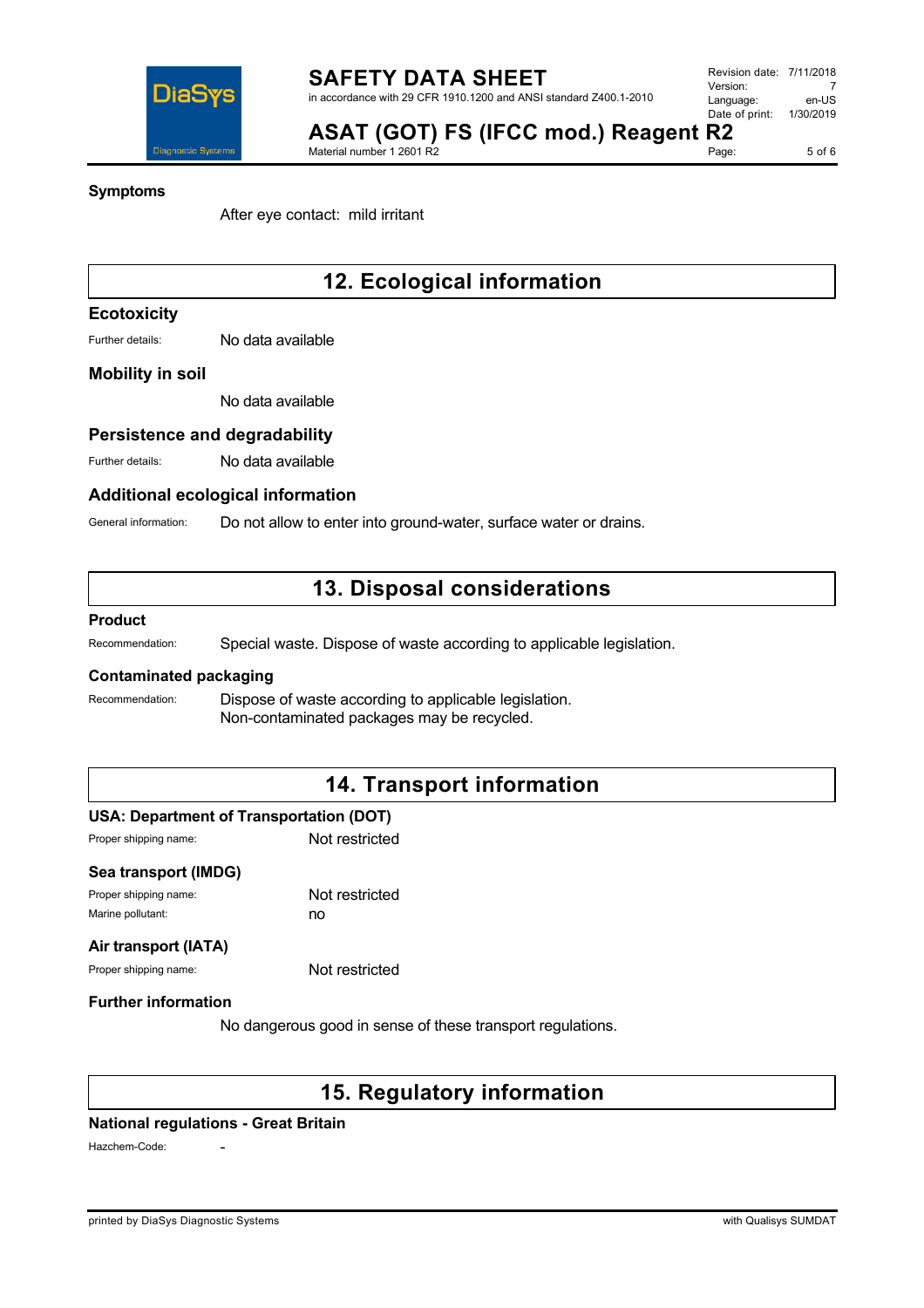### Symptoms

After eye contact: mild irritant

## 12. Ecological information

### Ecotoxicity

Further details: No data available

### Mobility in soil

No data available

### Persistence and degradability

Further details: No data available

### Additional ecological information

General information: Do not allow to enter into ground-water, surface water or drains.

## 13. Disposal considerations

### Product

Recommendation: Special waste. Dispose of waste according to applicable legislation.

### Contaminated packaging

Recommendation: Dispose of waste according to applicable legislation.
Non-contaminated packages may be recycled.

## 14. Transport information

### USA: Department of Transportation (DOT)

Proper shipping name: Not restricted

### Sea transport (IMDG)

Proper shipping name: Not restricted
Marine pollutant: no

### Air transport (IATA)

Proper shipping name: Not restricted

### Further information

No dangerous good in sense of these transport regulations.

## 15. Regulatory information

### National regulations - Great Britain

Hazchem-Code: -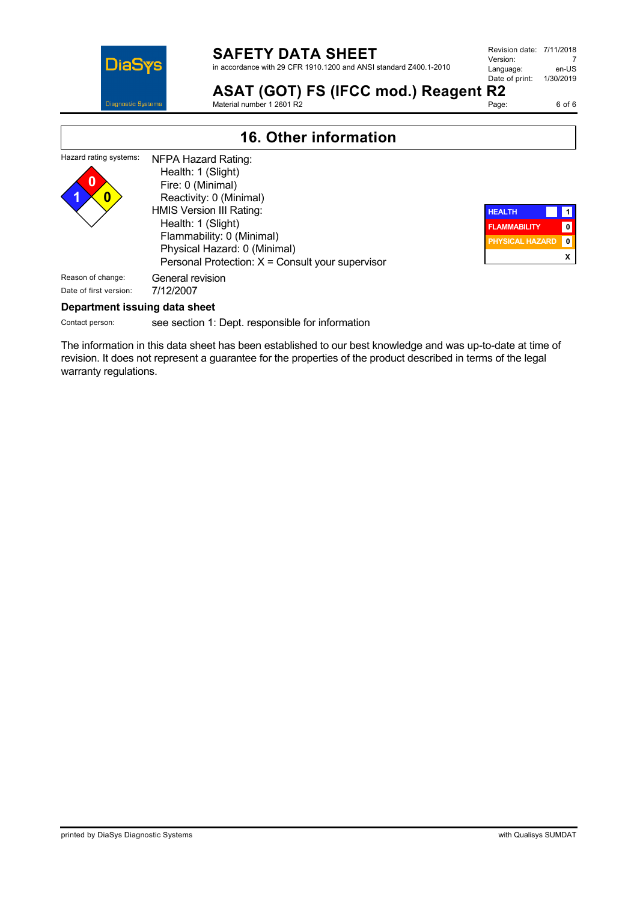## 16. Other information

Hazard rating systems:

NFPA Hazard Rating:
- Health: 1 (Slight)
- Fire: 0 (Minimal)
- Reactivity: 0 (Minimal)

HMIS Version III Rating:
- Health: 1 (Slight)
- Flammability: 0 (Minimal)
- Physical Hazard: 0 (Minimal)
- Personal Protection: X = Consult your supervisor

| | |
|---|---|
| HEALTH | 1 |
| FLAMMABILITY | 0 |
| PHYSICAL HAZARD | 0 |
| | X |

Reason of change: General revision

Date of first version: 7/12/2007

### Department issuing data sheet

Contact person: see section 1: Dept. responsible for information

The information in this data sheet has been established to our best knowledge and was up-to-date at time of revision. It does not represent a guarantee for the properties of the product described in terms of the legal warranty regulations.